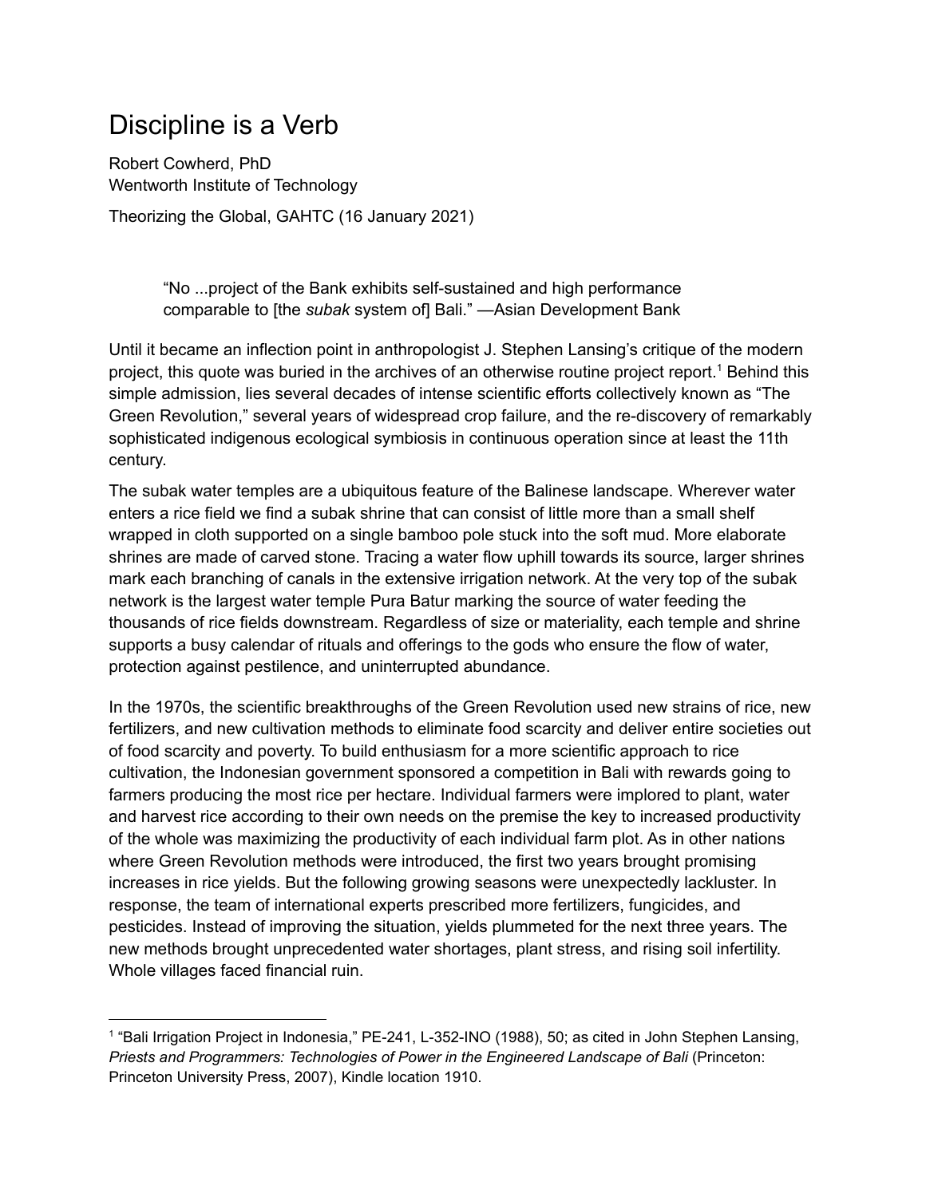# Discipline is a Verb

Robert Cowherd, PhD
Wentworth Institute of Technology

Theorizing the Global, GAHTC (16 January 2021)

> "No ...project of the Bank exhibits self-sustained and high performance comparable to [the *subak* system of] Bali." —Asian Development Bank

Until it became an inflection point in anthropologist J. Stephen Lansing's critique of the modern project, this quote was buried in the archives of an otherwise routine project report.[1] Behind this simple admission, lies several decades of intense scientific efforts collectively known as "The Green Revolution," several years of widespread crop failure, and the re-discovery of remarkably sophisticated indigenous ecological symbiosis in continuous operation since at least the 11th century.

The subak water temples are a ubiquitous feature of the Balinese landscape. Wherever water enters a rice field we find a subak shrine that can consist of little more than a small shelf wrapped in cloth supported on a single bamboo pole stuck into the soft mud. More elaborate shrines are made of carved stone. Tracing a water flow uphill towards its source, larger shrines mark each branching of canals in the extensive irrigation network. At the very top of the subak network is the largest water temple Pura Batur marking the source of water feeding the thousands of rice fields downstream. Regardless of size or materiality, each temple and shrine supports a busy calendar of rituals and offerings to the gods who ensure the flow of water, protection against pestilence, and uninterrupted abundance.

In the 1970s, the scientific breakthroughs of the Green Revolution used new strains of rice, new fertilizers, and new cultivation methods to eliminate food scarcity and deliver entire societies out of food scarcity and poverty. To build enthusiasm for a more scientific approach to rice cultivation, the Indonesian government sponsored a competition in Bali with rewards going to farmers producing the most rice per hectare. Individual farmers were implored to plant, water and harvest rice according to their own needs on the premise the key to increased productivity of the whole was maximizing the productivity of each individual farm plot. As in other nations where Green Revolution methods were introduced, the first two years brought promising increases in rice yields. But the following growing seasons were unexpectedly lackluster. In response, the team of international experts prescribed more fertilizers, fungicides, and pesticides. Instead of improving the situation, yields plummeted for the next three years. The new methods brought unprecedented water shortages, plant stress, and rising soil infertility. Whole villages faced financial ruin.

---

[1] "Bali Irrigation Project in Indonesia," PE-241, L-352-INO (1988), 50; as cited in John Stephen Lansing, *Priests and Programmers: Technologies of Power in the Engineered Landscape of Bali* (Princeton: Princeton University Press, 2007), Kindle location 1910.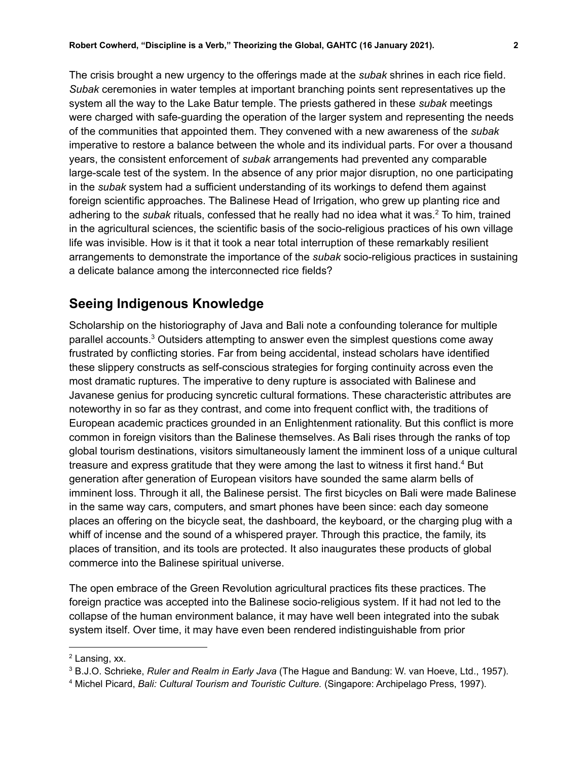The crisis brought a new urgency to the offerings made at the *subak* shrines in each rice field. *Subak* ceremonies in water temples at important branching points sent representatives up the system all the way to the Lake Batur temple. The priests gathered in these *subak* meetings were charged with safe-guarding the operation of the larger system and representing the needs of the communities that appointed them. They convened with a new awareness of the *subak* imperative to restore a balance between the whole and its individual parts. For over a thousand years, the consistent enforcement of *subak* arrangements had prevented any comparable large-scale test of the system. In the absence of any prior major disruption, no one participating in the *subak* system had a sufficient understanding of its workings to defend them against foreign scientific approaches. The Balinese Head of Irrigation, who grew up planting rice and adhering to the *subak* rituals, confessed that he really had no idea what it was.[2] To him, trained in the agricultural sciences, the scientific basis of the socio-religious practices of his own village life was invisible. How is it that it took a near total interruption of these remarkably resilient arrangements to demonstrate the importance of the *subak* socio-religious practices in sustaining a delicate balance among the interconnected rice fields?

## Seeing Indigenous Knowledge

Scholarship on the historiography of Java and Bali note a confounding tolerance for multiple parallel accounts.[3] Outsiders attempting to answer even the simplest questions come away frustrated by conflicting stories. Far from being accidental, instead scholars have identified these slippery constructs as self-conscious strategies for forging continuity across even the most dramatic ruptures. The imperative to deny rupture is associated with Balinese and Javanese genius for producing syncretic cultural formations. These characteristic attributes are noteworthy in so far as they contrast, and come into frequent conflict with, the traditions of European academic practices grounded in an Enlightenment rationality. But this conflict is more common in foreign visitors than the Balinese themselves. As Bali rises through the ranks of top global tourism destinations, visitors simultaneously lament the imminent loss of a unique cultural treasure and express gratitude that they were among the last to witness it first hand.[4] But generation after generation of European visitors have sounded the same alarm bells of imminent loss. Through it all, the Balinese persist. The first bicycles on Bali were made Balinese in the same way cars, computers, and smart phones have been since: each day someone places an offering on the bicycle seat, the dashboard, the keyboard, or the charging plug with a whiff of incense and the sound of a whispered prayer. Through this practice, the family, its places of transition, and its tools are protected. It also inaugurates these products of global commerce into the Balinese spiritual universe.

The open embrace of the Green Revolution agricultural practices fits these practices. The foreign practice was accepted into the Balinese socio-religious system. If it had not led to the collapse of the human environment balance, it may have well been integrated into the subak system itself. Over time, it may have even been rendered indistinguishable from prior

---

[2] Lansing, xx.

[3] B.J.O. Schrieke, *Ruler and Realm in Early Java* (The Hague and Bandung: W. van Hoeve, Ltd., 1957).

[4] Michel Picard, *Bali: Cultural Tourism and Touristic Culture.* (Singapore: Archipelago Press, 1997).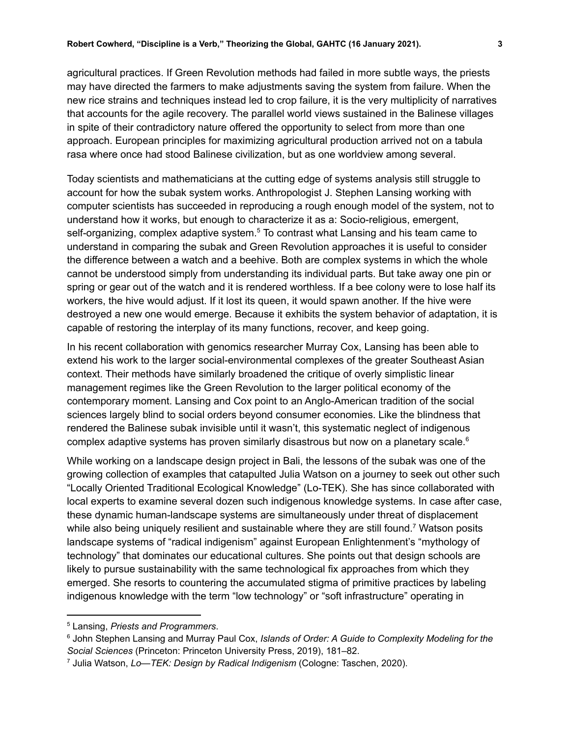agricultural practices. If Green Revolution methods had failed in more subtle ways, the priests may have directed the farmers to make adjustments saving the system from failure. When the new rice strains and techniques instead led to crop failure, it is the very multiplicity of narratives that accounts for the agile recovery. The parallel world views sustained in the Balinese villages in spite of their contradictory nature offered the opportunity to select from more than one approach. European principles for maximizing agricultural production arrived not on a tabula rasa where once had stood Balinese civilization, but as one worldview among several.

Today scientists and mathematicians at the cutting edge of systems analysis still struggle to account for how the subak system works. Anthropologist J. Stephen Lansing working with computer scientists has succeeded in reproducing a rough enough model of the system, not to understand how it works, but enough to characterize it as a: Socio-religious, emergent, self-organizing, complex adaptive system.[5] To contrast what Lansing and his team came to understand in comparing the subak and Green Revolution approaches it is useful to consider the difference between a watch and a beehive. Both are complex systems in which the whole cannot be understood simply from understanding its individual parts. But take away one pin or spring or gear out of the watch and it is rendered worthless. If a bee colony were to lose half its workers, the hive would adjust. If it lost its queen, it would spawn another. If the hive were destroyed a new one would emerge. Because it exhibits the system behavior of adaptation, it is capable of restoring the interplay of its many functions, recover, and keep going.

In his recent collaboration with genomics researcher Murray Cox, Lansing has been able to extend his work to the larger social-environmental complexes of the greater Southeast Asian context. Their methods have similarly broadened the critique of overly simplistic linear management regimes like the Green Revolution to the larger political economy of the contemporary moment. Lansing and Cox point to an Anglo-American tradition of the social sciences largely blind to social orders beyond consumer economies. Like the blindness that rendered the Balinese subak invisible until it wasn't, this systematic neglect of indigenous complex adaptive systems has proven similarly disastrous but now on a planetary scale.[6]

While working on a landscape design project in Bali, the lessons of the subak was one of the growing collection of examples that catapulted Julia Watson on a journey to seek out other such "Locally Oriented Traditional Ecological Knowledge" (Lo-TEK). She has since collaborated with local experts to examine several dozen such indigenous knowledge systems. In case after case, these dynamic human-landscape systems are simultaneously under threat of displacement while also being uniquely resilient and sustainable where they are still found.[7] Watson posits landscape systems of "radical indigenism" against European Enlightenment's "mythology of technology" that dominates our educational cultures. She points out that design schools are likely to pursue sustainability with the same technological fix approaches from which they emerged. She resorts to countering the accumulated stigma of primitive practices by labeling indigenous knowledge with the term "low technology" or "soft infrastructure" operating in

---

[5] Lansing, *Priests and Programmers*.

[6] John Stephen Lansing and Murray Paul Cox, *Islands of Order: A Guide to Complexity Modeling for the Social Sciences* (Princeton: Princeton University Press, 2019), 181–82.

[7] Julia Watson, *Lo—TEK: Design by Radical Indigenism* (Cologne: Taschen, 2020).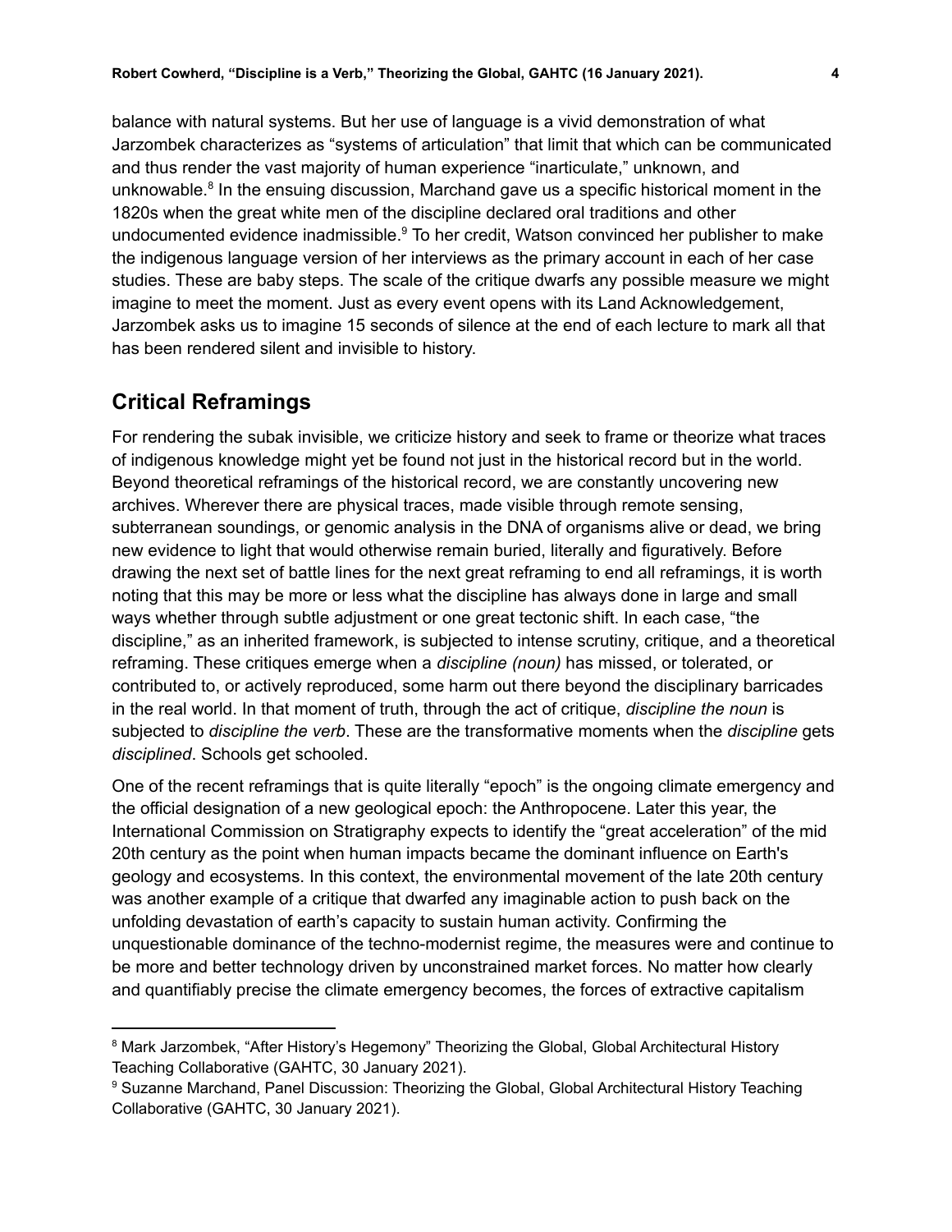balance with natural systems. But her use of language is a vivid demonstration of what Jarzombek characterizes as "systems of articulation" that limit that which can be communicated and thus render the vast majority of human experience "inarticulate," unknown, and unknowable.[8] In the ensuing discussion, Marchand gave us a specific historical moment in the 1820s when the great white men of the discipline declared oral traditions and other undocumented evidence inadmissible.[9] To her credit, Watson convinced her publisher to make the indigenous language version of her interviews as the primary account in each of her case studies. These are baby steps. The scale of the critique dwarfs any possible measure we might imagine to meet the moment. Just as every event opens with its Land Acknowledgement, Jarzombek asks us to imagine 15 seconds of silence at the end of each lecture to mark all that has been rendered silent and invisible to history.

## Critical Reframings

For rendering the subak invisible, we criticize history and seek to frame or theorize what traces of indigenous knowledge might yet be found not just in the historical record but in the world. Beyond theoretical reframings of the historical record, we are constantly uncovering new archives. Wherever there are physical traces, made visible through remote sensing, subterranean soundings, or genomic analysis in the DNA of organisms alive or dead, we bring new evidence to light that would otherwise remain buried, literally and figuratively. Before drawing the next set of battle lines for the next great reframing to end all reframings, it is worth noting that this may be more or less what the discipline has always done in large and small ways whether through subtle adjustment or one great tectonic shift. In each case, "the discipline," as an inherited framework, is subjected to intense scrutiny, critique, and a theoretical reframing. These critiques emerge when a *discipline (noun)* has missed, or tolerated, or contributed to, or actively reproduced, some harm out there beyond the disciplinary barricades in the real world. In that moment of truth, through the act of critique, *discipline the noun* is subjected to *discipline the verb*. These are the transformative moments when the *discipline* gets *disciplined*. Schools get schooled.

One of the recent reframings that is quite literally "epoch" is the ongoing climate emergency and the official designation of a new geological epoch: the Anthropocene. Later this year, the International Commission on Stratigraphy expects to identify the "great acceleration" of the mid 20th century as the point when human impacts became the dominant influence on Earth's geology and ecosystems. In this context, the environmental movement of the late 20th century was another example of a critique that dwarfed any imaginable action to push back on the unfolding devastation of earth's capacity to sustain human activity. Confirming the unquestionable dominance of the techno-modernist regime, the measures were and continue to be more and better technology driven by unconstrained market forces. No matter how clearly and quantifiably precise the climate emergency becomes, the forces of extractive capitalism

[8] Mark Jarzombek, "After History's Hegemony" Theorizing the Global, Global Architectural History Teaching Collaborative (GAHTC, 30 January 2021).

[9] Suzanne Marchand, Panel Discussion: Theorizing the Global, Global Architectural History Teaching Collaborative (GAHTC, 30 January 2021).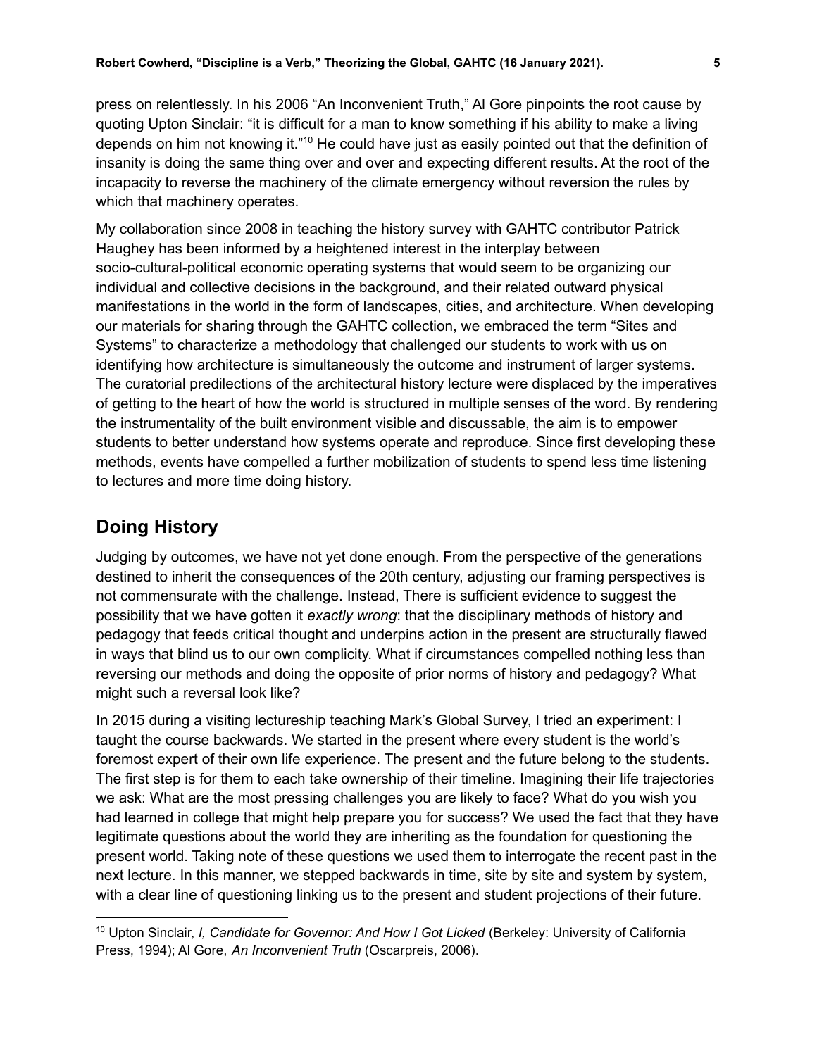press on relentlessly. In his 2006 "An Inconvenient Truth," Al Gore pinpoints the root cause by quoting Upton Sinclair: "it is difficult for a man to know something if his ability to make a living depends on him not knowing it."[10] He could have just as easily pointed out that the definition of insanity is doing the same thing over and over and expecting different results. At the root of the incapacity to reverse the machinery of the climate emergency without reversion the rules by which that machinery operates.

My collaboration since 2008 in teaching the history survey with GAHTC contributor Patrick Haughey has been informed by a heightened interest in the interplay between socio-cultural-political economic operating systems that would seem to be organizing our individual and collective decisions in the background, and their related outward physical manifestations in the world in the form of landscapes, cities, and architecture. When developing our materials for sharing through the GAHTC collection, we embraced the term "Sites and Systems" to characterize a methodology that challenged our students to work with us on identifying how architecture is simultaneously the outcome and instrument of larger systems. The curatorial predilections of the architectural history lecture were displaced by the imperatives of getting to the heart of how the world is structured in multiple senses of the word. By rendering the instrumentality of the built environment visible and discussable, the aim is to empower students to better understand how systems operate and reproduce. Since first developing these methods, events have compelled a further mobilization of students to spend less time listening to lectures and more time doing history.

## Doing History

Judging by outcomes, we have not yet done enough. From the perspective of the generations destined to inherit the consequences of the 20th century, adjusting our framing perspectives is not commensurate with the challenge. Instead, There is sufficient evidence to suggest the possibility that we have gotten it *exactly wrong*: that the disciplinary methods of history and pedagogy that feeds critical thought and underpins action in the present are structurally flawed in ways that blind us to our own complicity. What if circumstances compelled nothing less than reversing our methods and doing the opposite of prior norms of history and pedagogy? What might such a reversal look like?

In 2015 during a visiting lectureship teaching Mark's Global Survey, I tried an experiment: I taught the course backwards. We started in the present where every student is the world's foremost expert of their own life experience. The present and the future belong to the students. The first step is for them to each take ownership of their timeline. Imagining their life trajectories we ask: What are the most pressing challenges you are likely to face? What do you wish you had learned in college that might help prepare you for success? We used the fact that they have legitimate questions about the world they are inheriting as the foundation for questioning the present world. Taking note of these questions we used them to interrogate the recent past in the next lecture. In this manner, we stepped backwards in time, site by site and system by system, with a clear line of questioning linking us to the present and student projections of their future.

---

[10] Upton Sinclair, *I, Candidate for Governor: And How I Got Licked* (Berkeley: University of California Press, 1994); Al Gore, *An Inconvenient Truth* (Oscarpreis, 2006).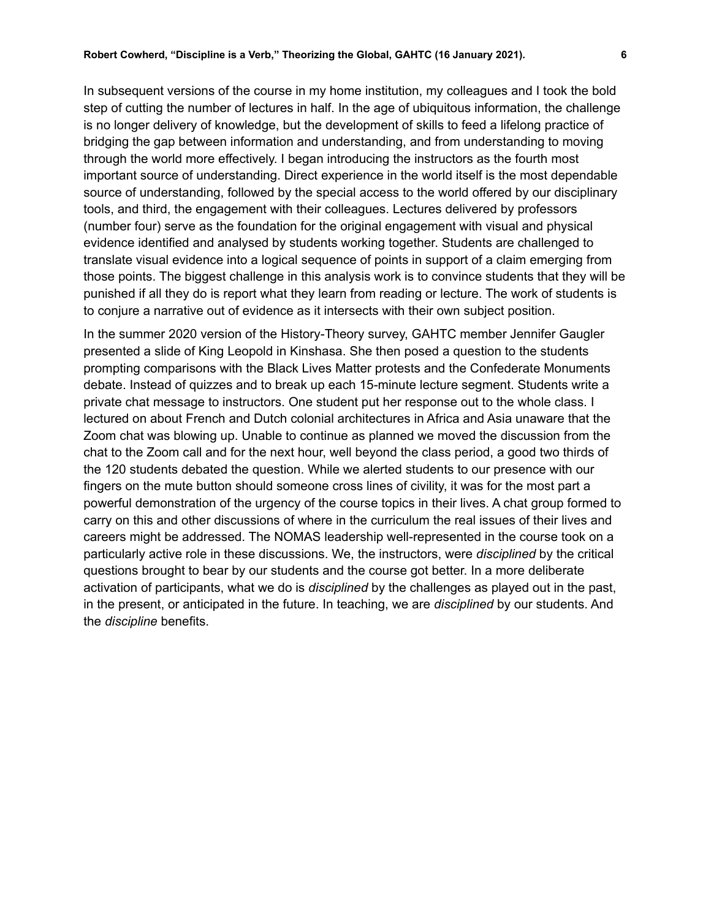In subsequent versions of the course in my home institution, my colleagues and I took the bold step of cutting the number of lectures in half. In the age of ubiquitous information, the challenge is no longer delivery of knowledge, but the development of skills to feed a lifelong practice of bridging the gap between information and understanding, and from understanding to moving through the world more effectively. I began introducing the instructors as the fourth most important source of understanding. Direct experience in the world itself is the most dependable source of understanding, followed by the special access to the world offered by our disciplinary tools, and third, the engagement with their colleagues. Lectures delivered by professors (number four) serve as the foundation for the original engagement with visual and physical evidence identified and analysed by students working together. Students are challenged to translate visual evidence into a logical sequence of points in support of a claim emerging from those points. The biggest challenge in this analysis work is to convince students that they will be punished if all they do is report what they learn from reading or lecture. The work of students is to conjure a narrative out of evidence as it intersects with their own subject position.

In the summer 2020 version of the History-Theory survey, GAHTC member Jennifer Gaugler presented a slide of King Leopold in Kinshasa. She then posed a question to the students prompting comparisons with the Black Lives Matter protests and the Confederate Monuments debate. Instead of quizzes and to break up each 15-minute lecture segment. Students write a private chat message to instructors. One student put her response out to the whole class. I lectured on about French and Dutch colonial architectures in Africa and Asia unaware that the Zoom chat was blowing up. Unable to continue as planned we moved the discussion from the chat to the Zoom call and for the next hour, well beyond the class period, a good two thirds of the 120 students debated the question. While we alerted students to our presence with our fingers on the mute button should someone cross lines of civility, it was for the most part a powerful demonstration of the urgency of the course topics in their lives. A chat group formed to carry on this and other discussions of where in the curriculum the real issues of their lives and careers might be addressed. The NOMAS leadership well-represented in the course took on a particularly active role in these discussions. We, the instructors, were *disciplined* by the critical questions brought to bear by our students and the course got better. In a more deliberate activation of participants, what we do is *disciplined* by the challenges as played out in the past, in the present, or anticipated in the future. In teaching, we are *disciplined* by our students. And the *discipline* benefits.